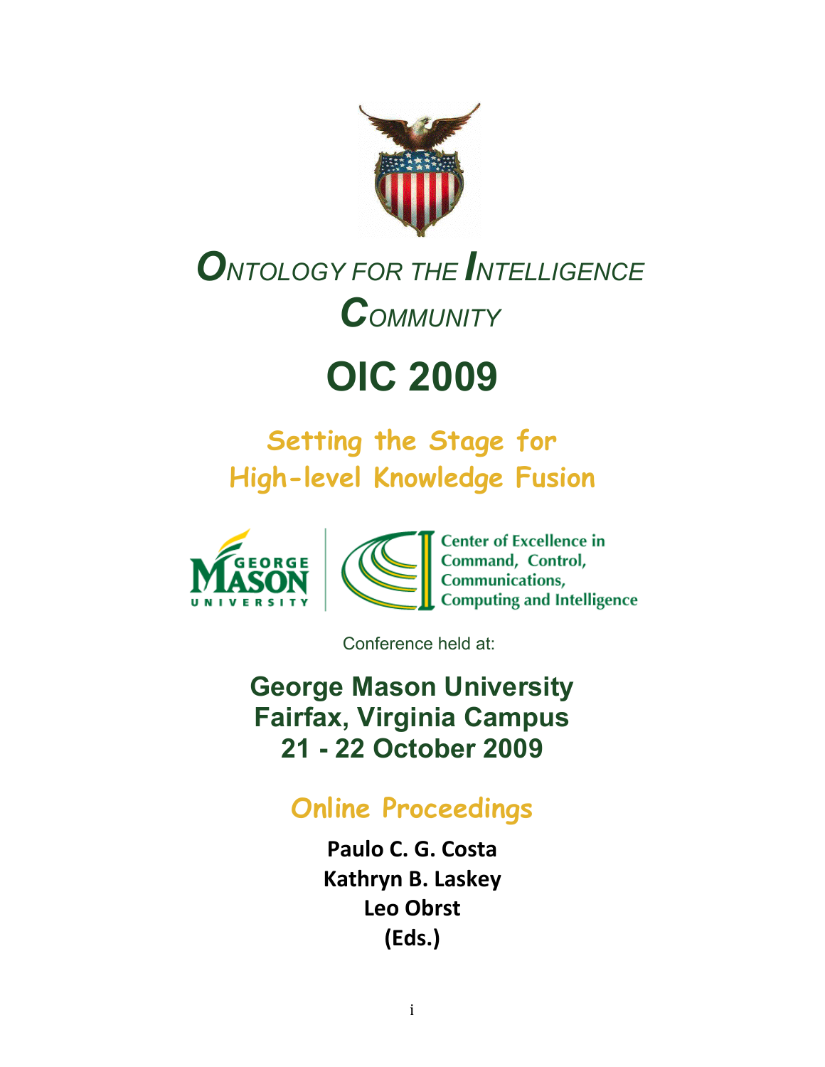# ONTOLOGY FOR THE INTELLIGENCE COMMUNITY

# OIC 2009

## Setting the Stage for High-level Knowledge Fusion

GEORGE MASON UNIVERSITY

Center of Excellence in Command, Control, Communications, Computing and Intelligence

Conference held at:

**George Mason University**
**Fairfax, Virginia Campus**
**21 - 22 October 2009**

## Online Proceedings

**Paulo C. G. Costa**
**Kathryn B. Laskey**
**Leo Obrst**
**(Eds.)**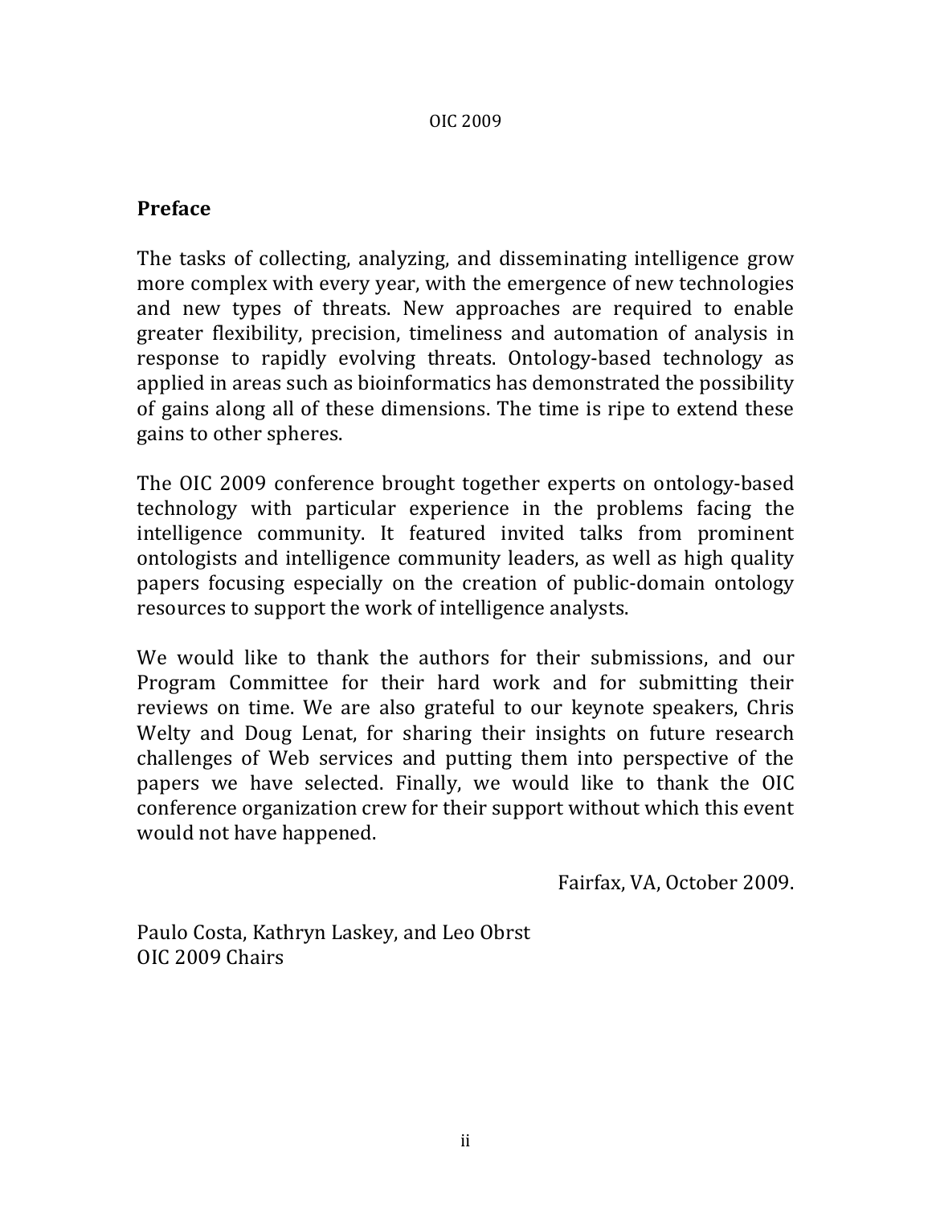## Preface

The tasks of collecting, analyzing, and disseminating intelligence grow more complex with every year, with the emergence of new technologies and new types of threats. New approaches are required to enable greater flexibility, precision, timeliness and automation of analysis in response to rapidly evolving threats. Ontology-based technology as applied in areas such as bioinformatics has demonstrated the possibility of gains along all of these dimensions. The time is ripe to extend these gains to other spheres.

The OIC 2009 conference brought together experts on ontology-based technology with particular experience in the problems facing the intelligence community. It featured invited talks from prominent ontologists and intelligence community leaders, as well as high quality papers focusing especially on the creation of public-domain ontology resources to support the work of intelligence analysts.

We would like to thank the authors for their submissions, and our Program Committee for their hard work and for submitting their reviews on time. We are also grateful to our keynote speakers, Chris Welty and Doug Lenat, for sharing their insights on future research challenges of Web services and putting them into perspective of the papers we have selected. Finally, we would like to thank the OIC conference organization crew for their support without which this event would not have happened.

Fairfax, VA, October 2009.

Paulo Costa, Kathryn Laskey, and Leo Obrst
OIC 2009 Chairs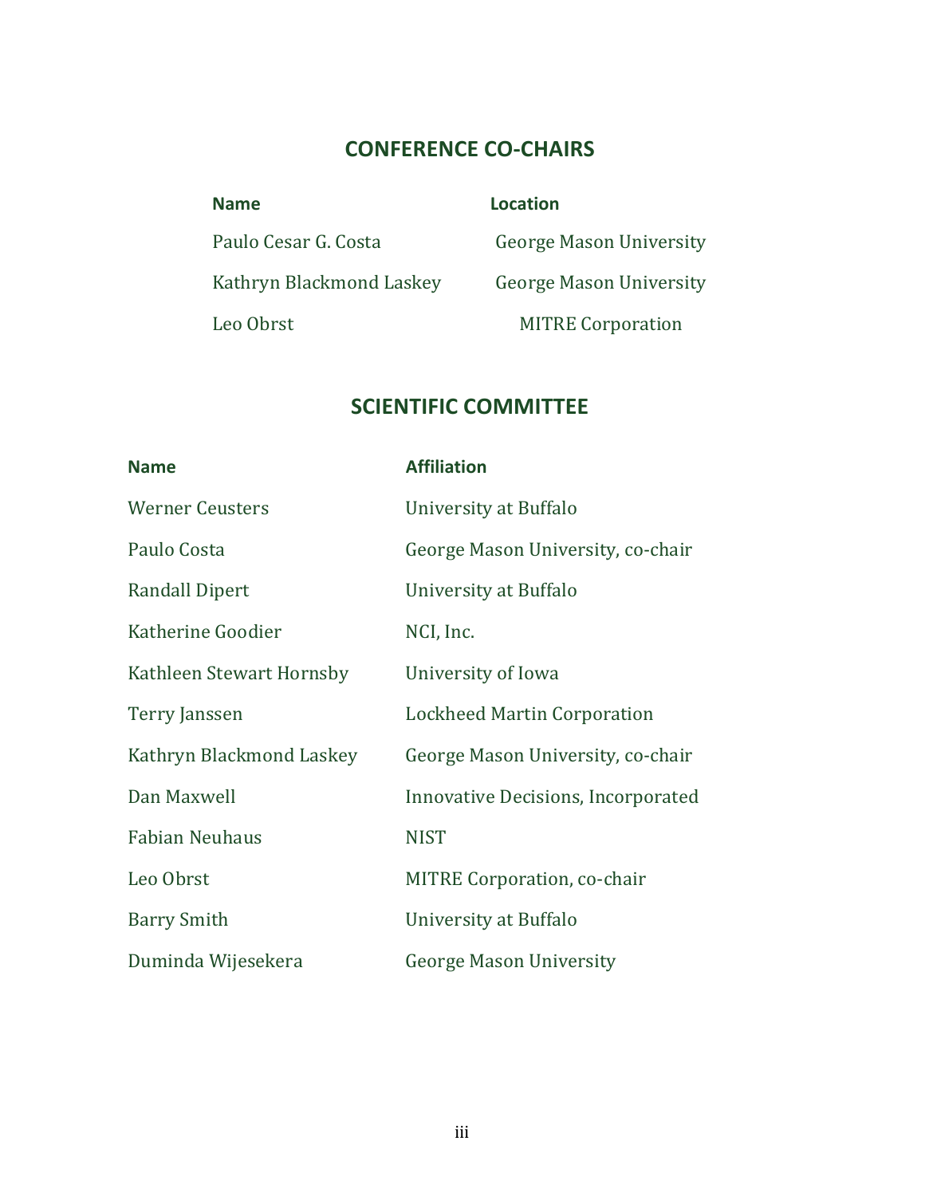## CONFERENCE CO-CHAIRS

| Name | Location |
|---|---|
| Paulo Cesar G. Costa | George Mason University |
| Kathryn Blackmond Laskey | George Mason University |
| Leo Obrst | MITRE Corporation |

## SCIENTIFIC COMMITTEE

| Name | Affiliation |
|---|---|
| Werner Ceusters | University at Buffalo |
| Paulo Costa | George Mason University, co-chair |
| Randall Dipert | University at Buffalo |
| Katherine Goodier | NCI, Inc. |
| Kathleen Stewart Hornsby | University of Iowa |
| Terry Janssen | Lockheed Martin Corporation |
| Kathryn Blackmond Laskey | George Mason University, co-chair |
| Dan Maxwell | Innovative Decisions, Incorporated |
| Fabian Neuhaus | NIST |
| Leo Obrst | MITRE Corporation, co-chair |
| Barry Smith | University at Buffalo |
| Duminda Wijesekera | George Mason University |